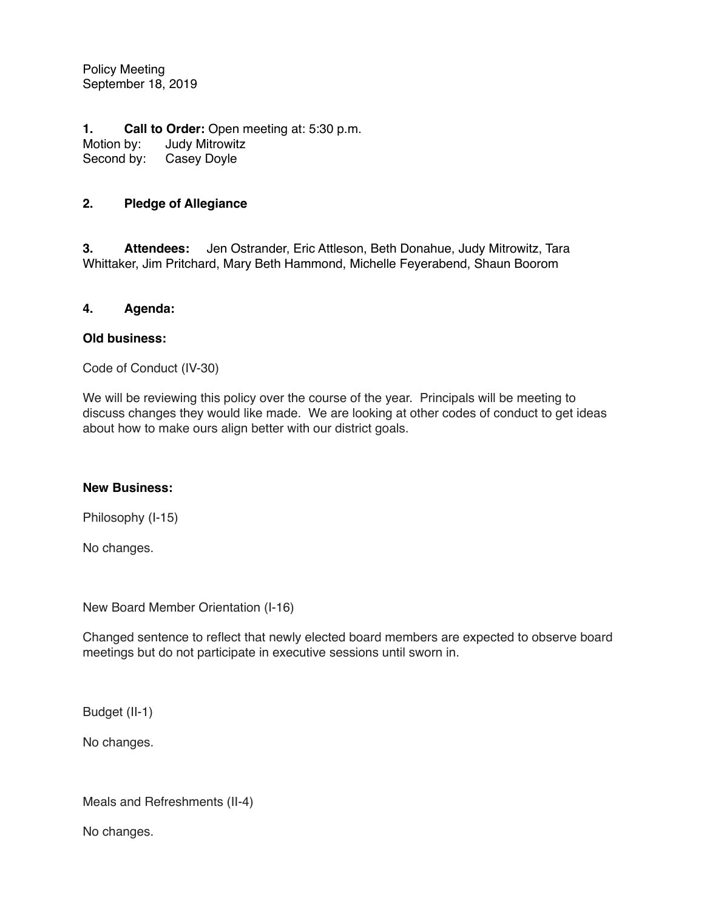Policy Meeting
September 18, 2019

**1. Call to Order:** Open meeting at: 5:30 p.m.
Motion by: Judy Mitrowitz
Second by: Casey Doyle

**2. Pledge of Allegiance**

**3. Attendees:** Jen Ostrander, Eric Attleson, Beth Donahue, Judy Mitrowitz, Tara Whittaker, Jim Pritchard, Mary Beth Hammond, Michelle Feyerabend, Shaun Boorom

**4. Agenda:**

**Old business:**

Code of Conduct (IV-30)

We will be reviewing this policy over the course of the year. Principals will be meeting to discuss changes they would like made. We are looking at other codes of conduct to get ideas about how to make ours align better with our district goals.

**New Business:**

Philosophy (I-15)

No changes.

New Board Member Orientation (I-16)

Changed sentence to reflect that newly elected board members are expected to observe board meetings but do not participate in executive sessions until sworn in.

Budget (II-1)

No changes.

Meals and Refreshments (II-4)

No changes.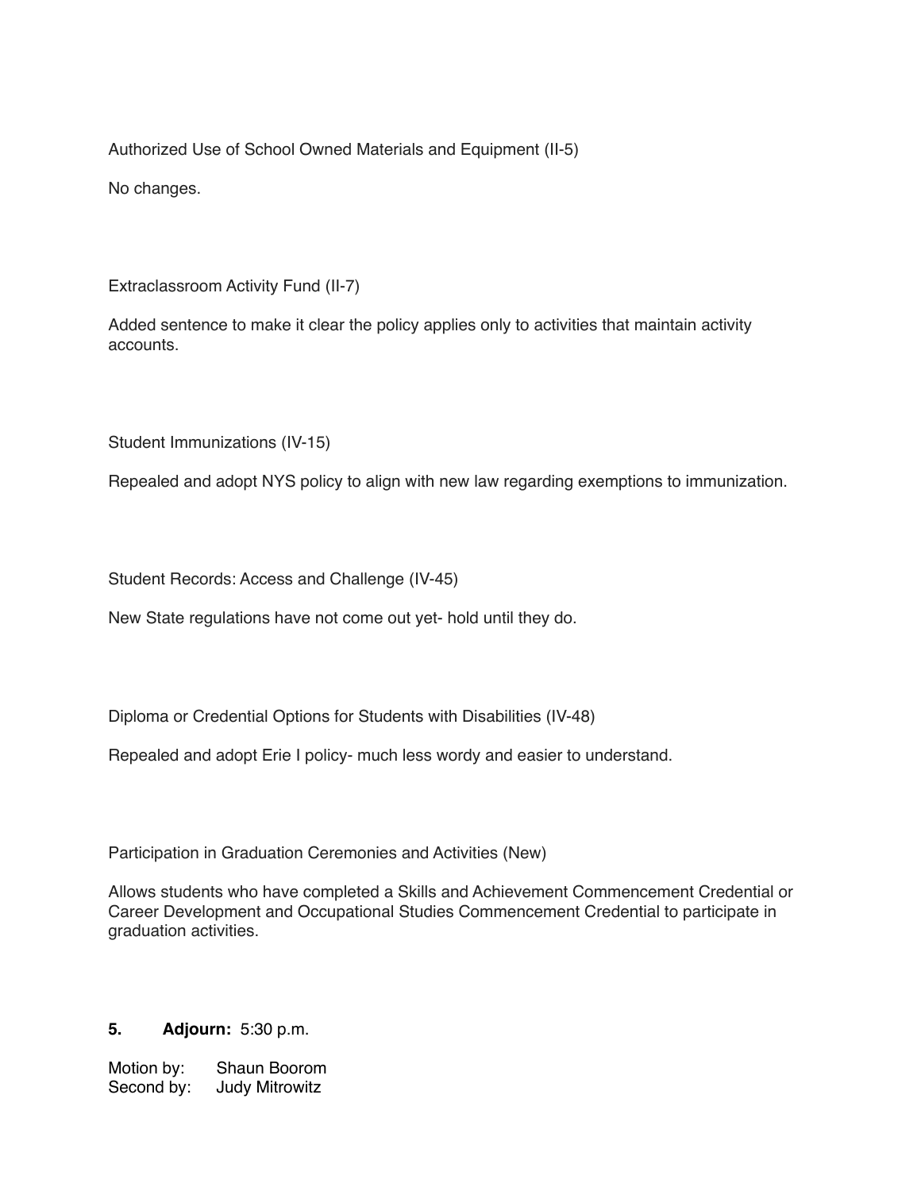Authorized Use of School Owned Materials and Equipment (II-5)

No changes.

Extraclassroom Activity Fund (II-7)

Added sentence to make it clear the policy applies only to activities that maintain activity accounts.

Student Immunizations (IV-15)

Repealed and adopt NYS policy to align with new law regarding exemptions to immunization.

Student Records: Access and Challenge (IV-45)

New State regulations have not come out yet- hold until they do.

Diploma or Credential Options for Students with Disabilities (IV-48)

Repealed and adopt Erie I policy- much less wordy and easier to understand.

Participation in Graduation Ceremonies and Activities (New)

Allows students who have completed a Skills and Achievement Commencement Credential or Career Development and Occupational Studies Commencement Credential to participate in graduation activities.

**5. Adjourn:** 5:30 p.m.

Motion by: Shaun Boorom
Second by: Judy Mitrowitz